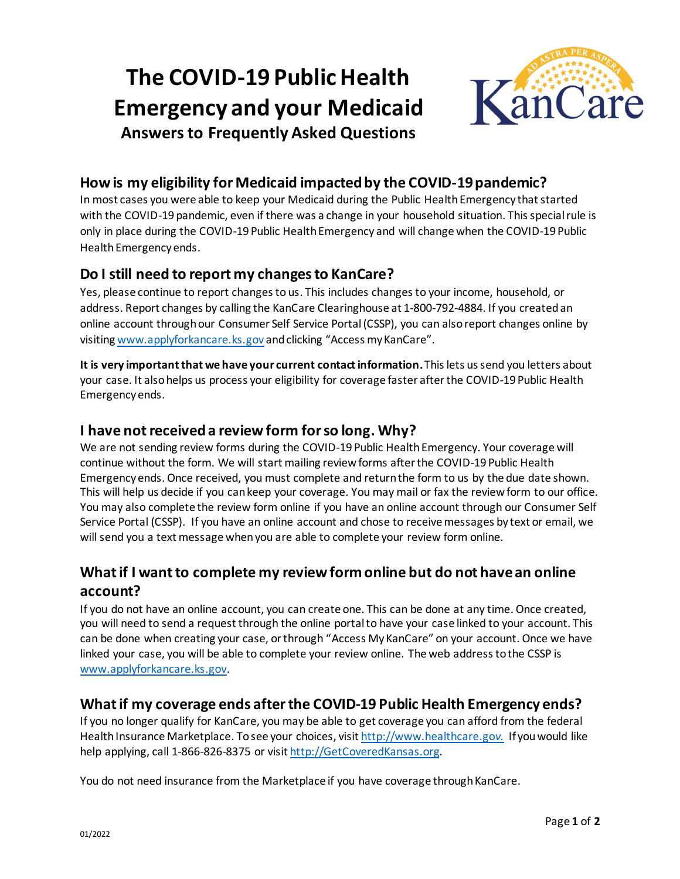# The COVID-19 Public Health Emergency and your Medicaid

**Answers to Frequently Asked Questions**

## How is my eligibility for Medicaid impacted by the COVID-19 pandemic?

In most cases you were able to keep your Medicaid during the Public Health Emergency that started with the COVID-19 pandemic, even if there was a change in your household situation. This special rule is only in place during the COVID-19 Public Health Emergency and will change when the COVID-19 Public Health Emergency ends.

## Do I still need to report my changes to KanCare?

Yes, please continue to report changes to us. This includes changes to your income, household, or address. Report changes by calling the KanCare Clearinghouse at 1-800-792-4884. If you created an online account through our Consumer Self Service Portal (CSSP), you can also report changes online by visiting www.applyforkancare.ks.gov and clicking "Access my KanCare".

**It is very important that we have your current contact information.** This lets us send you letters about your case. It also helps us process your eligibility for coverage faster after the COVID-19 Public Health Emergency ends.

## I have not received a review form for so long. Why?

We are not sending review forms during the COVID-19 Public Health Emergency. Your coverage will continue without the form. We will start mailing review forms after the COVID-19 Public Health Emergency ends. Once received, you must complete and return the form to us by the due date shown. This will help us decide if you can keep your coverage. You may mail or fax the review form to our office. You may also complete the review form online if you have an online account through our Consumer Self Service Portal (CSSP). If you have an online account and chose to receive messages by text or email, we will send you a text message when you are able to complete your review form online.

## What if I want to complete my review form online but do not have an online account?

If you do not have an online account, you can create one. This can be done at any time. Once created, you will need to send a request through the online portal to have your case linked to your account. This can be done when creating your case, or through "Access My KanCare" on your account. Once we have linked your case, you will be able to complete your review online. The web address to the CSSP is www.applyforkancare.ks.gov.

## What if my coverage ends after the COVID-19 Public Health Emergency ends?

If you no longer qualify for KanCare, you may be able to get coverage you can afford from the federal Health Insurance Marketplace. To see your choices, visit http://www.healthcare.gov. If you would like help applying, call 1-866-826-8375 or visit http://GetCoveredKansas.org.

You do not need insurance from the Marketplace if you have coverage through KanCare.

01/2022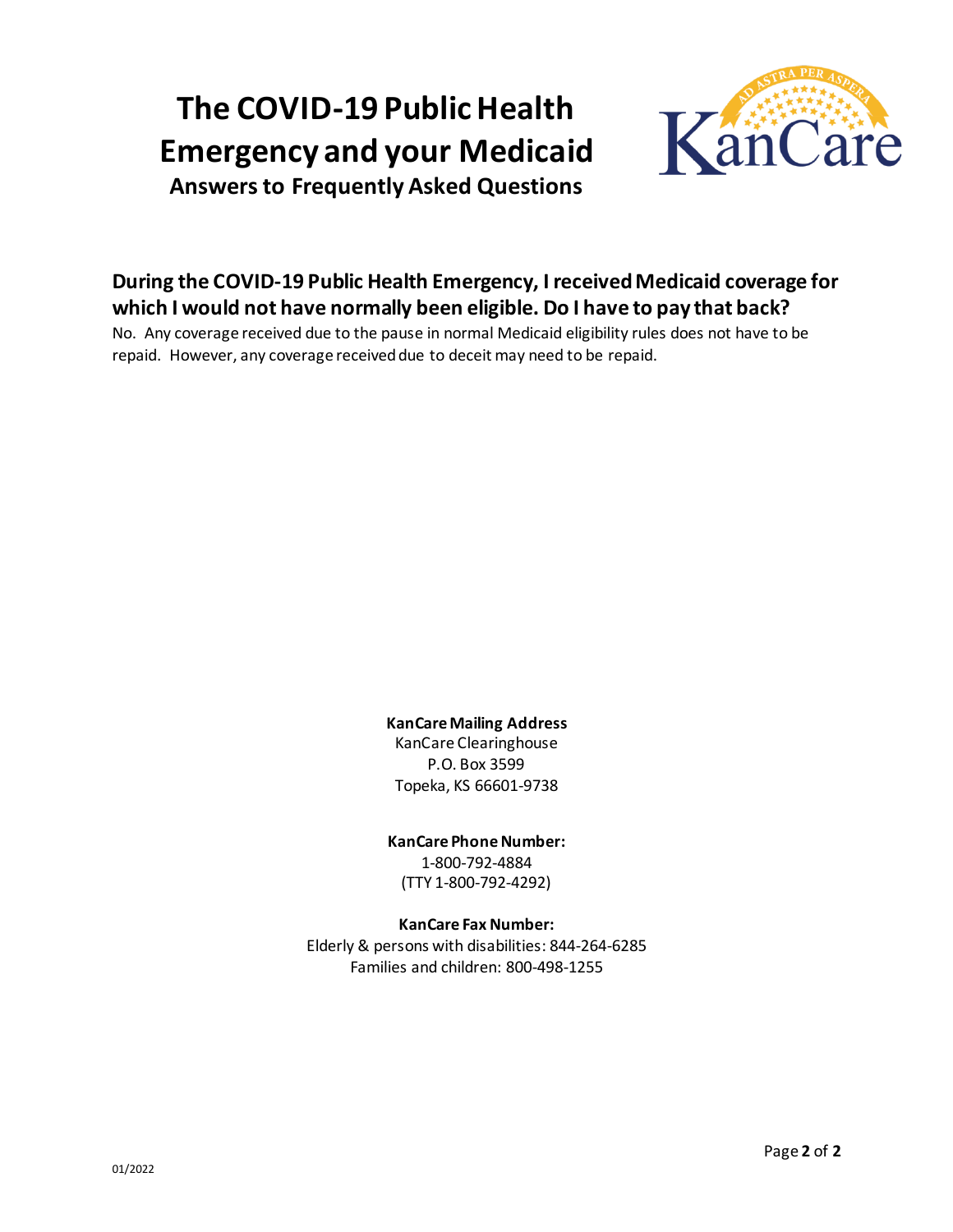# The COVID-19 Public Health Emergency and your Medicaid

## Answers to Frequently Asked Questions

### During the COVID-19 Public Health Emergency, I received Medicaid coverage for which I would not have normally been eligible. Do I have to pay that back?

No. Any coverage received due to the pause in normal Medicaid eligibility rules does not have to be repaid. However, any coverage received due to deceit may need to be repaid.

**KanCare Mailing Address**
KanCare Clearinghouse
P.O. Box 3599
Topeka, KS 66601-9738

**KanCare Phone Number:**
1-800-792-4884
(TTY 1-800-792-4292)

**KanCare Fax Number:**
Elderly & persons with disabilities: 844-264-6285
Families and children: 800-498-1255

01/2022